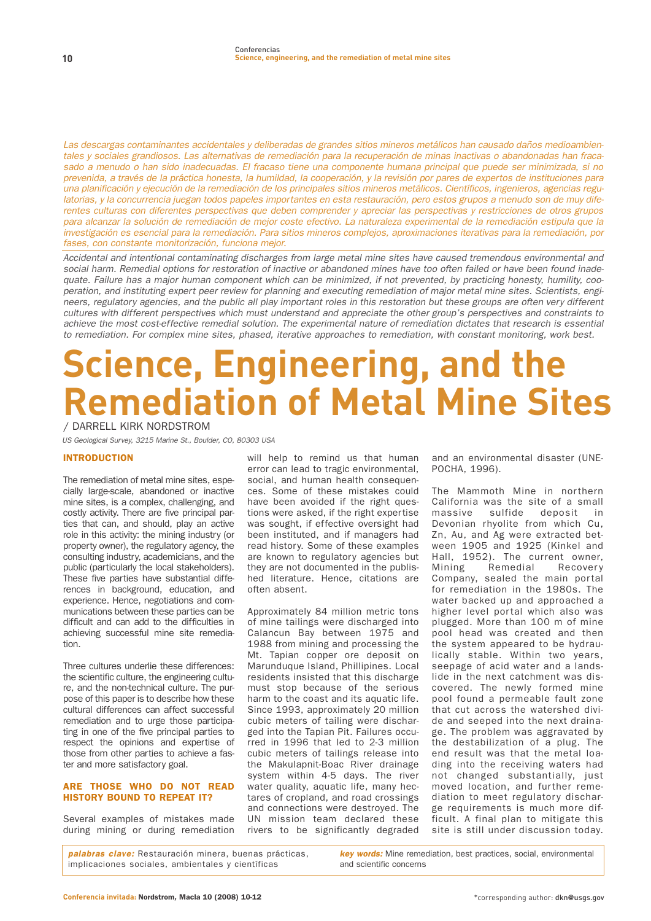*Las descargas contaminantes accidentales y deliberadas de grandes sitios mineros metálicos han causado daños medioambientales y sociales grandiosos. Las alternativas de remediación para la recuperación de minas inactivas o abandonadas han fracasado a menudo o han sido inadecuadas. El fracaso tiene una componente humana principal que puede ser minimizada, si no prevenida, a través de la práctica honesta, la humildad, la cooperación, y la revisión por pares de expertos de instituciones para una planificación y ejecución de la remediación de los principales sitios mineros metálicos. Científicos, ingenieros, agencias regulatorias, y la concurrencia juegan todos papeles importantes en esta restauración, pero estos grupos a menudo son de muy diferentes culturas con diferentes perspectivas que deben comprender y apreciar las perspectivas y restricciones de otros grupos para alcanzar la solución de remediación de mejor coste efectivo. La naturaleza experimental de la remediación estipula que la investigación es esencial para la remediación. Para sitios mineros complejos, aproximaciones iterativas para la remediación, por fases, con constante monitorización, funciona mejor.*

*Accidental and intentional contaminating discharges from large metal mine sites have caused tremendous environmental and social harm. Remedial options for restoration of inactive or abandoned mines have too often failed or have been found inadequate. Failure has a major human component which can be minimized, if not prevented, by practicing honesty, humility, cooperation, and instituting expert peer review for planning and executing remediation of major metal mine sites. Scientists, engineers, regulatory agencies, and the public all play important roles in this restoration but these groups are often very different cultures with different perspectives which must understand and appreciate the other group's perspectives and constraints to achieve the most cost-effective remedial solution. The experimental nature of remediation dictates that research is essential to remediation. For complex mine sites, phased, iterative approaches to remediation, with constant monitoring, work best.*

# Science, Engineering, and the Remediation of Metal Mine Sites

/ DARRELL KIRK NORDSTROM

*US Geological Survey, 3215 Marine St., Boulder, CO, 80303 USA*

## INTRODUCTION

The remediation of metal mine sites, especially large-scale, abandoned or inactive mine sites, is a complex, challenging, and costly activity. There are five principal parties that can, and should, play an active role in this activity: the mining industry (or property owner), the regulatory agency, the consulting industry, academicians, and the public (particularly the local stakeholders). These five parties have substantial differences in background, education, and experience. Hence, negotiations and communications between these parties can be difficult and can add to the difficulties in achieving successful mine site remediation.

Three cultures underlie these differences: the scientific culture, the engineering culture, and the non-technical culture. The purpose of this paper is to describe how these cultural differences can affect successful remediation and to urge those participating in one of the five principal parties to respect the opinions and expertise of those from other parties to achieve a faster and more satisfactory goal.

## ARE THOSE WHO DO NOT READ HISTORY BOUND TO REPEAT IT?

Several examples of mistakes made during mining or during remediation will help to remind us that human error can lead to tragic environmental, social, and human health consequences. Some of these mistakes could have been avoided if the right questions were asked, if the right expertise was sought, if effective oversight had been instituted, and if managers had read history. Some of these examples are known to regulatory agencies but they are not documented in the published literature. Hence, citations are often absent.

Approximately 84 million metric tons of mine tailings were discharged into Calancun Bay between 1975 and 1988 from mining and processing the Mt. Tapian copper ore deposit on Marunduque Island, Phillipines. Local residents insisted that this discharge must stop because of the serious harm to the coast and its aquatic life. Since 1993, approximately 20 million cubic meters of tailing were discharged into the Tapian Pit. Failures occurred in 1996 that led to 2-3 million cubic meters of tailings release into the Makulapnit-Boac River drainage system within 4-5 days. The river water quality, aquatic life, many hectares of cropland, and road crossings and connections were destroyed. The UN mission team declared these rivers to be significantly degraded and an environmental disaster (UNEPOCHA, 1996).

The Mammoth Mine in northern California was the site of a small massive sulfide deposit in Devonian rhyolite from which Cu, Zn, Au, and Ag were extracted between 1905 and 1925 (Kinkel and Hall, 1952). The current owner, Mining Remedial Recovery Company, sealed the main portal for remediation in the 1980s. The water backed up and approached a higher level portal which also was plugged. More than 100 m of mine pool head was created and then the system appeared to be hydraulically stable. Within two years, seepage of acid water and a landslide in the next catchment was discovered. The newly formed mine pool found a permeable fault zone that cut across the watershed divide and seeped into the next drainage. The problem was aggravated by the destabilization of a plug. The end result was that the metal loading into the receiving waters had not changed substantially, just moved location, and further remediation to meet regulatory discharge requirements is much more difficult. A final plan to mitigate this site is still under discussion today.

***palabras clave:*** Restauración minera, buenas prácticas, implicaciones sociales, ambientales y científicas

***key words:*** Mine remediation, best practices, social, environmental and scientific concerns

\*corresponding author: **dkn@usgs.gov**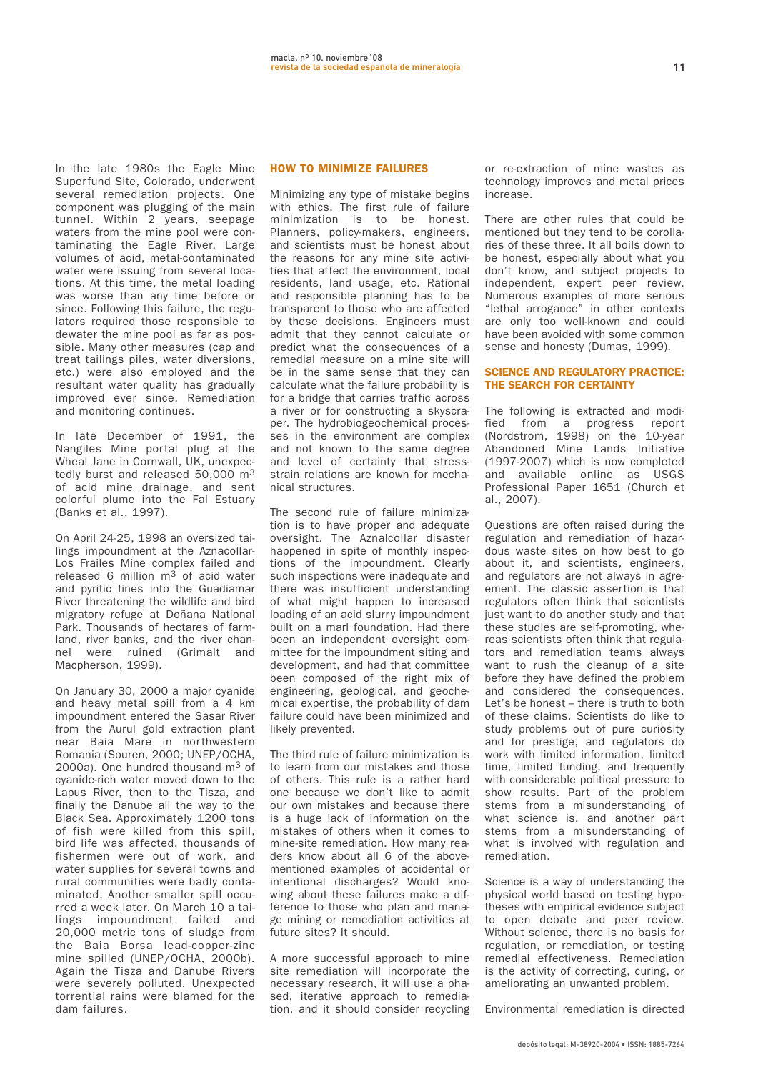In the late 1980s the Eagle Mine Superfund Site, Colorado, underwent several remediation projects. One component was plugging of the main tunnel. Within 2 years, seepage waters from the mine pool were contaminating the Eagle River. Large volumes of acid, metal-contaminated water were issuing from several locations. At this time, the metal loading was worse than any time before or since. Following this failure, the regulators required those responsible to dewater the mine pool as far as possible. Many other measures (cap and treat tailings piles, water diversions, etc.) were also employed and the resultant water quality has gradually improved ever since. Remediation and monitoring continues.

In late December of 1991, the Nangiles Mine portal plug at the Wheal Jane in Cornwall, UK, unexpectedly burst and released 50,000 $m^3$ of acid mine drainage, and sent colorful plume into the Fal Estuary (Banks et al., 1997).

On April 24-25, 1998 an oversized tailings impoundment at the Aznacollar-Los Frailes Mine complex failed and released 6 million $m^3$ of acid water and pyritic fines into the Guadiamar River threatening the wildlife and bird migratory refuge at Doñana National Park. Thousands of hectares of farmland, river banks, and the river channel were ruined (Grimalt and Macpherson, 1999).

On January 30, 2000 a major cyanide and heavy metal spill from a 4 km impoundment entered the Sasar River from the Aurul gold extraction plant near Baia Mare in northwestern Romania (Souren, 2000; UNEP/OCHA, 2000a). One hundred thousand $m^3$ of cyanide-rich water moved down to the Lapus River, then to the Tisza, and finally the Danube all the way to the Black Sea. Approximately 1200 tons of fish were killed from this spill, bird life was affected, thousands of fishermen were out of work, and water supplies for several towns and rural communities were badly contaminated. Another smaller spill occurred a week later. On March 10 a tailings impoundment failed and 20,000 metric tons of sludge from the Baia Borsa lead-copper-zinc mine spilled (UNEP/OCHA, 2000b). Again the Tisza and Danube Rivers were severely polluted. Unexpected torrential rains were blamed for the dam failures.

## HOW TO MINIMIZE FAILURES

Minimizing any type of mistake begins with ethics. The first rule of failure minimization is to be honest. Planners, policy-makers, engineers, and scientists must be honest about the reasons for any mine site activities that affect the environment, local residents, land usage, etc. Rational and responsible planning has to be transparent to those who are affected by these decisions. Engineers must admit that they cannot calculate or predict what the consequences of a remedial measure on a mine site will be in the same sense that they can calculate what the failure probability is for a bridge that carries traffic across a river or for constructing a skyscraper. The hydrobiogeochemical processes in the environment are complex and not known to the same degree and level of certainty that stress-strain relations are known for mechanical structures.

The second rule of failure minimization is to have proper and adequate oversight. The Aznalcollar disaster happened in spite of monthly inspections of the impoundment. Clearly such inspections were inadequate and there was insufficient understanding of what might happen to increased loading of an acid slurry impoundment built on a marl foundation. Had there been an independent oversight committee for the impoundment siting and development, and had that committee been composed of the right mix of engineering, geological, and geochemical expertise, the probability of dam failure could have been minimized and likely prevented.

The third rule of failure minimization is to learn from our mistakes and those of others. This rule is a rather hard one because we don't like to admit our own mistakes and because there is a huge lack of information on the mistakes of others when it comes to mine-site remediation. How many readers know about all 6 of the above-mentioned examples of accidental or intentional discharges? Would knowing about these failures make a difference to those who plan and manage mining or remediation activities at future sites? It should.

A more successful approach to mine site remediation will incorporate the necessary research, it will use a phased, iterative approach to remediation, and it should consider recycling or re-extraction of mine wastes as technology improves and metal prices increase.

There are other rules that could be mentioned but they tend to be corollaries of these three. It all boils down to be honest, especially about what you don't know, and subject projects to independent, expert peer review. Numerous examples of more serious "lethal arrogance" in other contexts are only too well-known and could have been avoided with some common sense and honesty (Dumas, 1999).

## SCIENCE AND REGULATORY PRACTICE: THE SEARCH FOR CERTAINTY

The following is extracted and modified from a progress report (Nordstrom, 1998) on the 10-year Abandoned Mine Lands Initiative (1997-2007) which is now completed and available online as USGS Professional Paper 1651 (Church et al., 2007).

Questions are often raised during the regulation and remediation of hazardous waste sites on how best to go about it, and scientists, engineers, and regulators are not always in agreement. The classic assertion is that regulators often think that scientists just want to do another study and that these studies are self-promoting, whereas scientists often think that regulators and remediation teams always want to rush the cleanup of a site before they have defined the problem and considered the consequences. Let's be honest – there is truth to both of these claims. Scientists do like to study problems out of pure curiosity and for prestige, and regulators do work with limited information, limited time, limited funding, and frequently with considerable political pressure to show results. Part of the problem stems from a misunderstanding of what science is, and another part stems from a misunderstanding of what is involved with regulation and remediation.

Science is a way of understanding the physical world based on testing hypotheses with empirical evidence subject to open debate and peer review. Without science, there is no basis for regulation, or remediation, or testing remedial effectiveness. Remediation is the activity of correcting, curing, or ameliorating an unwanted problem.

Environmental remediation is directed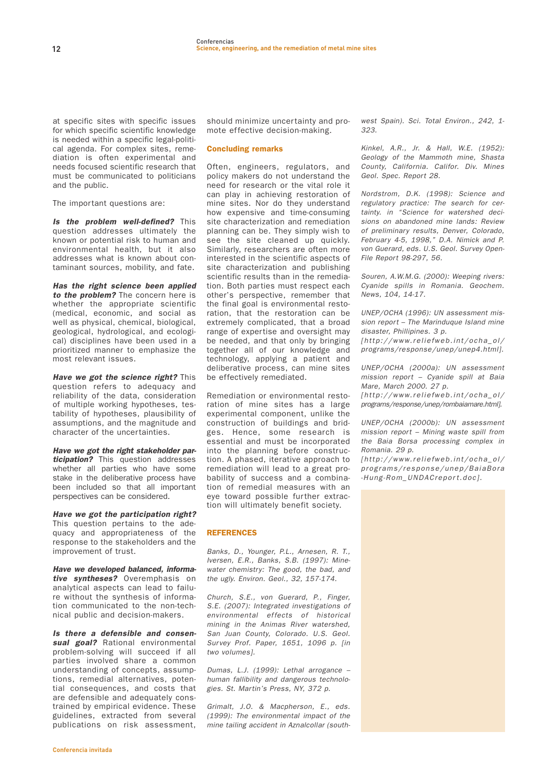at specific sites with specific issues for which specific scientific knowledge is needed within a specific legal-political agenda. For complex sites, remediation is often experimental and needs focused scientific research that must be communicated to politicians and the public.

The important questions are:

***Is the problem well-defined?*** This question addresses ultimately the known or potential risk to human and environmental health, but it also addresses what is known about contaminant sources, mobility, and fate.

***Has the right science been applied to the problem?*** The concern here is whether the appropriate scientific (medical, economic, and social as well as physical, chemical, biological, geological, hydrological, and ecological) disciplines have been used in a prioritized manner to emphasize the most relevant issues.

***Have we got the science right?*** This question refers to adequacy and reliability of the data, consideration of multiple working hypotheses, testability of hypotheses, plausibility of assumptions, and the magnitude and character of the uncertainties.

***Have we got the right stakeholder participation?*** This question addresses whether all parties who have some stake in the deliberative process have been included so that all important perspectives can be considered.

***Have we got the participation right?*** This question pertains to the adequacy and appropriateness of the response to the stakeholders and the improvement of trust.

***Have we developed balanced, informative syntheses?*** Overemphasis on analytical aspects can lead to failure without the synthesis of information communicated to the non-technical public and decision-makers.

***Is there a defensible and consensual goal?*** Rational environmental problem-solving will succeed if all parties involved share a common understanding of concepts, assumptions, remedial alternatives, potential consequences, and costs that are defensible and adequately constrained by empirical evidence. These guidelines, extracted from several publications on risk assessment, should minimize uncertainty and promote effective decision-making.

## Concluding remarks

Often, engineers, regulators, and policy makers do not understand the need for research or the vital role it can play in achieving restoration of mine sites. Nor do they understand how expensive and time-consuming site characterization and remediation planning can be. They simply wish to see the site cleaned up quickly. Similarly, researchers are often more interested in the scientific aspects of site characterization and publishing scientific results than in the remediation. Both parties must respect each other's perspective, remember that the final goal is environmental restoration, that the restoration can be extremely complicated, that a broad range of expertise and oversight may be needed, and that only by bringing together all of our knowledge and technology, applying a patient and deliberative process, can mine sites be effectively remediated.

Remediation or environmental restoration of mine sites has a large experimental component, unlike the construction of buildings and bridges. Hence, some research is essential and must be incorporated into the planning before construction. A phased, iterative approach to remediation will lead to a great probability of success and a combination of remedial measures with an eye toward possible further extraction will ultimately benefit society.

## REFERENCES

*Banks, D., Younger, P.L., Arnesen, R. T., Iversen, E.R., Banks, S.B. (1997): Minewater chemistry: The good, the bad, and the ugly. Environ. Geol., 32, 157-174.*

*Church, S.E., von Guerard, P., Finger, S.E. (2007): Integrated investigations of environmental effects of historical mining in the Animas River watershed, San Juan County, Colorado. U.S. Geol. Survey Prof. Paper, 1651, 1096 p. [in two volumes].*

*Dumas, L.J. (1999): Lethal arrogance – human fallibility and dangerous technologies. St. Martin's Press, NY, 372 p.*

*Grimalt, J.O. & Macpherson, E., eds. (1999): The environmental impact of the mine tailing accident in Aznalcollar (southwest Spain). Sci. Total Environ., 242, 1-323.*

*Kinkel, A.R., Jr. & Hall, W.E. (1952): Geology of the Mammoth mine, Shasta County, California. Califor. Div. Mines Geol. Spec. Report 28.*

*Nordstrom, D.K. (1998): Science and regulatory practice: The search for certainty. in "Science for watershed decisions on abandoned mine lands: Review of preliminary results, Denver, Colorado, February 4-5, 1998," D.A. Nimick and P. von Guerard, eds. U.S. Geol. Survey Open-File Report 98-297, 56.*

*Souren, A.W.M.G. (2000): Weeping rivers: Cyanide spills in Romania. Geochem. News, 104, 14-17.*

*UNEP/OCHA (1996): UN assessment mission report – The Marinduque Island mine disaster, Phillipines. 3 p. [http://www.reliefweb.int/ocha_ol/programs/response/unep/unep4.html].*

*UNEP/OCHA (2000a): UN assessment mission report – Cyanide spill at Baia Mare, March 2000. 27 p. [http://www.reliefweb.int/ocha_ol/programs/response/unep/rombaiamare.html].*

*UNEP/OCHA (2000b): UN assessment mission report – Mining waste spill from the Baia Borsa processing complex in Romania. 29 p. [http://www.reliefweb.int/ocha_ol/programs/response/unep/BaiaBora-Hung-Rom_UNDACreport.doc].*